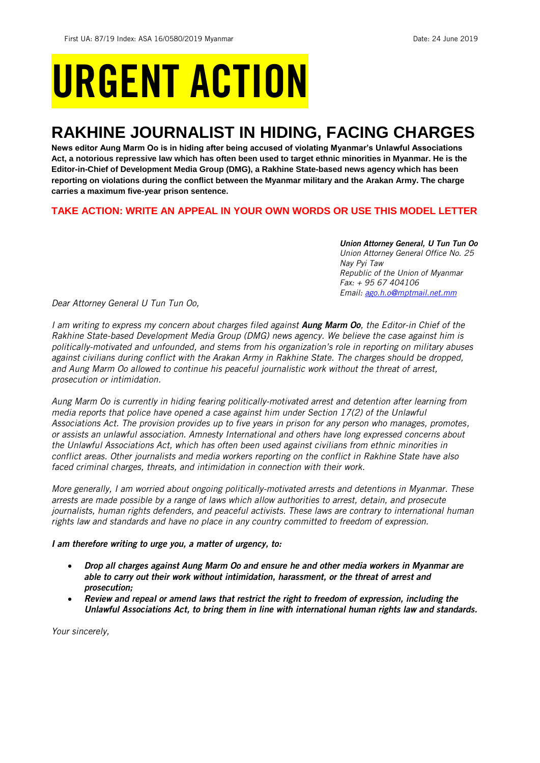First UA: 87/19 Index: ASA 16/0580/2019 Myanmar Date: 24 June 2019

# URGENT ACTION

## RAKHINE JOURNALIST IN HIDING, FACING CHARGES

**News editor Aung Marm Oo is in hiding after being accused of violating Myanmar's Unlawful Associations Act, a notorious repressive law which has often been used to target ethnic minorities in Myanmar. He is the Editor-in-Chief of Development Media Group (DMG), a Rakhine State-based news agency which has been reporting on violations during the conflict between the Myanmar military and the Arakan Army. The charge carries a maximum five-year prison sentence.**

**TAKE ACTION: WRITE AN APPEAL IN YOUR OWN WORDS OR USE THIS MODEL LETTER**

***Union Attorney General, U Tun Tun Oo***
*Union Attorney General Office No. 25*
*Nay Pyi Taw*
*Republic of the Union of Myanmar*
*Fax: + 95 67 404106*
*Email: ago.h.o@mptmail.net.mm*

*Dear Attorney General U Tun Tun Oo,*

*I am writing to express my concern about charges filed against **Aung Marm Oo**, the Editor-in Chief of the Rakhine State-based Development Media Group (DMG) news agency. We believe the case against him is politically-motivated and unfounded, and stems from his organization's role in reporting on military abuses against civilians during conflict with the Arakan Army in Rakhine State. The charges should be dropped, and Aung Marm Oo allowed to continue his peaceful journalistic work without the threat of arrest, prosecution or intimidation.*

*Aung Marm Oo is currently in hiding fearing politically-motivated arrest and detention after learning from media reports that police have opened a case against him under Section 17(2) of the Unlawful Associations Act. The provision provides up to five years in prison for any person who manages, promotes, or assists an unlawful association. Amnesty International and others have long expressed concerns about the Unlawful Associations Act, which has often been used against civilians from ethnic minorities in conflict areas. Other journalists and media workers reporting on the conflict in Rakhine State have also faced criminal charges, threats, and intimidation in connection with their work.*

*More generally, I am worried about ongoing politically-motivated arrests and detentions in Myanmar. These arrests are made possible by a range of laws which allow authorities to arrest, detain, and prosecute journalists, human rights defenders, and peaceful activists. These laws are contrary to international human rights law and standards and have no place in any country committed to freedom of expression.*

***I am therefore writing to urge you, a matter of urgency, to:***

- ***Drop all charges against Aung Marm Oo and ensure he and other media workers in Myanmar are able to carry out their work without intimidation, harassment, or the threat of arrest and prosecution;***
- ***Review and repeal or amend laws that restrict the right to freedom of expression, including the Unlawful Associations Act, to bring them in line with international human rights law and standards.***

*Your sincerely,*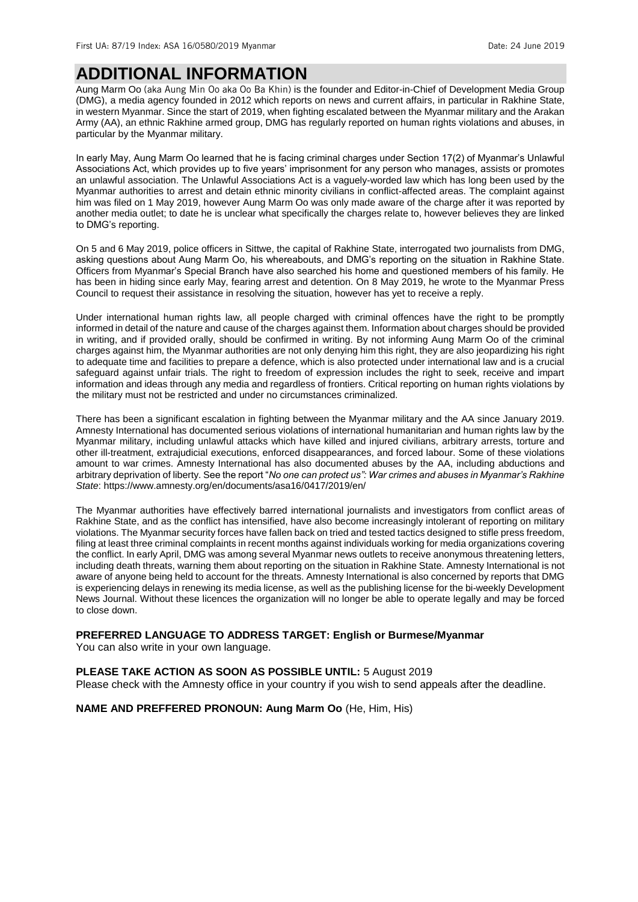# ADDITIONAL INFORMATION

Aung Marm Oo (aka Aung Min Oo aka Oo Ba Khin) is the founder and Editor-in-Chief of Development Media Group (DMG), a media agency founded in 2012 which reports on news and current affairs, in particular in Rakhine State, in western Myanmar. Since the start of 2019, when fighting escalated between the Myanmar military and the Arakan Army (AA), an ethnic Rakhine armed group, DMG has regularly reported on human rights violations and abuses, in particular by the Myanmar military.

In early May, Aung Marm Oo learned that he is facing criminal charges under Section 17(2) of Myanmar's Unlawful Associations Act, which provides up to five years' imprisonment for any person who manages, assists or promotes an unlawful association. The Unlawful Associations Act is a vaguely-worded law which has long been used by the Myanmar authorities to arrest and detain ethnic minority civilians in conflict-affected areas. The complaint against him was filed on 1 May 2019, however Aung Marm Oo was only made aware of the charge after it was reported by another media outlet; to date he is unclear what specifically the charges relate to, however believes they are linked to DMG's reporting.

On 5 and 6 May 2019, police officers in Sittwe, the capital of Rakhine State, interrogated two journalists from DMG, asking questions about Aung Marm Oo, his whereabouts, and DMG's reporting on the situation in Rakhine State. Officers from Myanmar's Special Branch have also searched his home and questioned members of his family. He has been in hiding since early May, fearing arrest and detention. On 8 May 2019, he wrote to the Myanmar Press Council to request their assistance in resolving the situation, however has yet to receive a reply.

Under international human rights law, all people charged with criminal offences have the right to be promptly informed in detail of the nature and cause of the charges against them. Information about charges should be provided in writing, and if provided orally, should be confirmed in writing. By not informing Aung Marm Oo of the criminal charges against him, the Myanmar authorities are not only denying him this right, they are also jeopardizing his right to adequate time and facilities to prepare a defence, which is also protected under international law and is a crucial safeguard against unfair trials. The right to freedom of expression includes the right to seek, receive and impart information and ideas through any media and regardless of frontiers. Critical reporting on human rights violations by the military must not be restricted and under no circumstances criminalized.

There has been a significant escalation in fighting between the Myanmar military and the AA since January 2019. Amnesty International has documented serious violations of international humanitarian and human rights law by the Myanmar military, including unlawful attacks which have killed and injured civilians, arbitrary arrests, torture and other ill-treatment, extrajudicial executions, enforced disappearances, and forced labour. Some of these violations amount to war crimes. Amnesty International has also documented abuses by the AA, including abductions and arbitrary deprivation of liberty. See the report "*No one can protect us": War crimes and abuses in Myanmar's Rakhine State*: https://www.amnesty.org/en/documents/asa16/0417/2019/en/

The Myanmar authorities have effectively barred international journalists and investigators from conflict areas of Rakhine State, and as the conflict has intensified, have also become increasingly intolerant of reporting on military violations. The Myanmar security forces have fallen back on tried and tested tactics designed to stifle press freedom, filing at least three criminal complaints in recent months against individuals working for media organizations covering the conflict. In early April, DMG was among several Myanmar news outlets to receive anonymous threatening letters, including death threats, warning them about reporting on the situation in Rakhine State. Amnesty International is not aware of anyone being held to account for the threats. Amnesty International is also concerned by reports that DMG is experiencing delays in renewing its media license, as well as the publishing license for the bi-weekly Development News Journal. Without these licences the organization will no longer be able to operate legally and may be forced to close down.

**PREFERRED LANGUAGE TO ADDRESS TARGET: English or Burmese/Myanmar**
You can also write in your own language.

**PLEASE TAKE ACTION AS SOON AS POSSIBLE UNTIL:** 5 August 2019
Please check with the Amnesty office in your country if you wish to send appeals after the deadline.

**NAME AND PREFFERED PRONOUN: Aung Marm Oo** (He, Him, His)